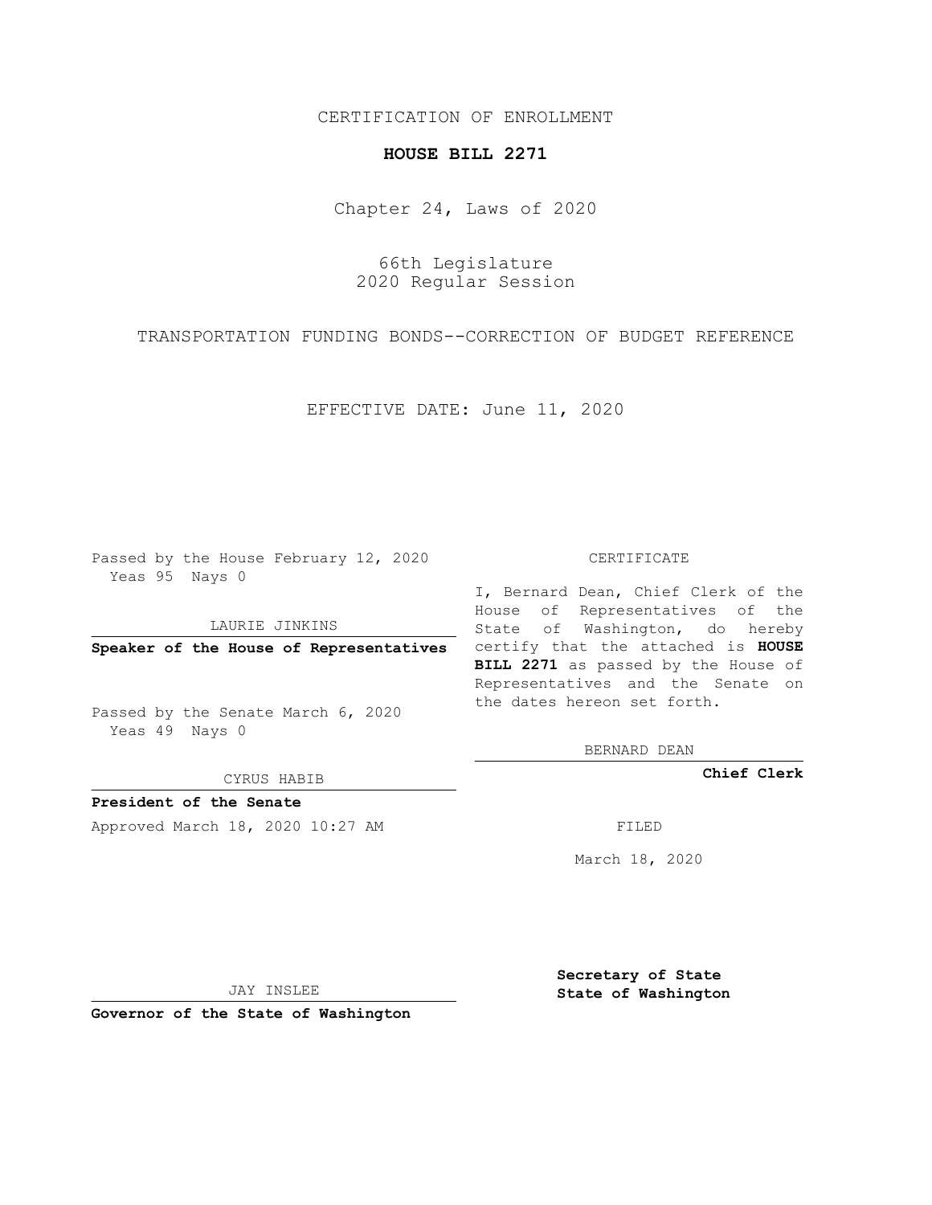CERTIFICATION OF ENROLLMENT

# HOUSE BILL 2271

Chapter 24, Laws of 2020

66th Legislature
2020 Regular Session

TRANSPORTATION FUNDING BONDS--CORRECTION OF BUDGET REFERENCE

EFFECTIVE DATE: June 11, 2020

Passed by the House February 12, 2020
Yeas 95 Nays 0

LAURIE JINKINS

**Speaker of the House of Representatives**

Passed by the Senate March 6, 2020
Yeas 49 Nays 0

CYRUS HABIB

**President of the Senate**

Approved March 18, 2020 10:27 AM

JAY INSLEE

**Governor of the State of Washington**

CERTIFICATE

I, Bernard Dean, Chief Clerk of the House of Representatives of the State of Washington, do hereby certify that the attached is **HOUSE BILL 2271** as passed by the House of Representatives and the Senate on the dates hereon set forth.

BERNARD DEAN

**Chief Clerk**

FILED

March 18, 2020

**Secretary of State**
**State of Washington**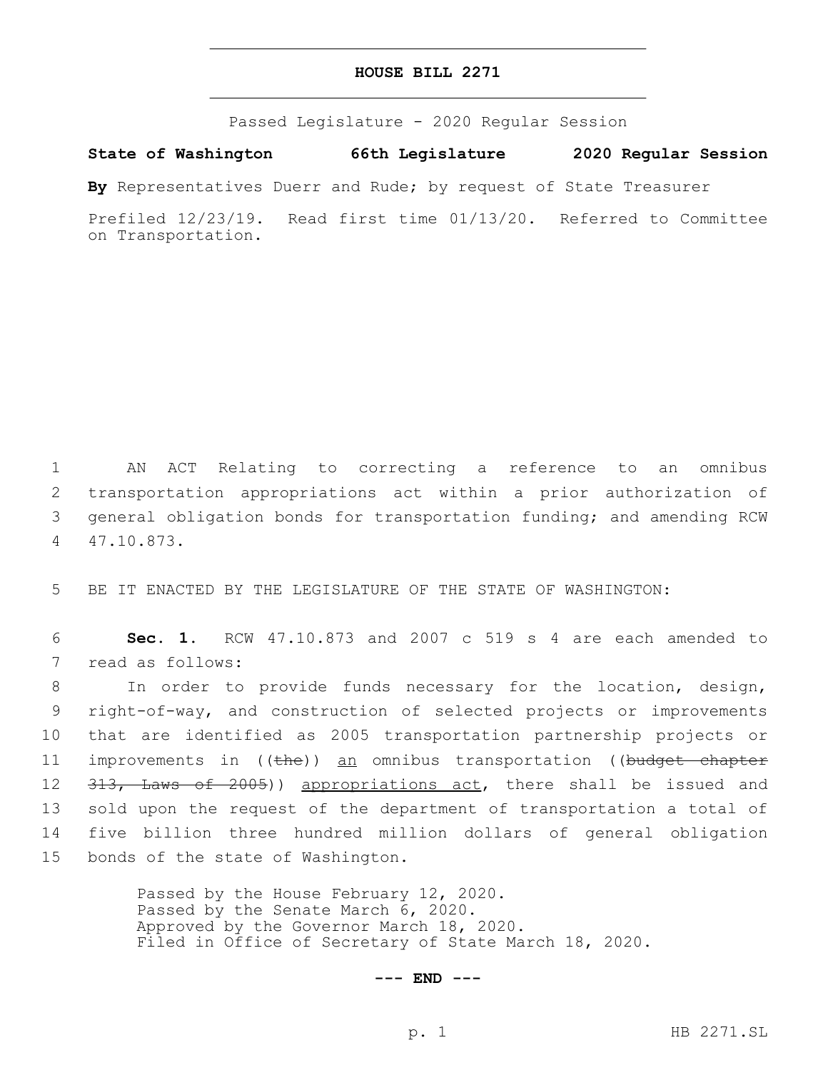# HOUSE BILL 2271

Passed Legislature - 2020 Regular Session

**State of Washington 66th Legislature 2020 Regular Session**

**By** Representatives Duerr and Rude; by request of State Treasurer

Prefiled 12/23/19. Read first time 01/13/20. Referred to Committee on Transportation.

AN ACT Relating to correcting a reference to an omnibus transportation appropriations act within a prior authorization of general obligation bonds for transportation funding; and amending RCW 47.10.873.

BE IT ENACTED BY THE LEGISLATURE OF THE STATE OF WASHINGTON:

**Sec. 1.** RCW 47.10.873 and 2007 c 519 s 4 are each amended to read as follows:

In order to provide funds necessary for the location, design, right-of-way, and construction of selected projects or improvements that are identified as 2005 transportation partnership projects or improvements in ((~~the~~)) an omnibus transportation ((~~budget chapter 313, Laws of 2005~~)) appropriations act, there shall be issued and sold upon the request of the department of transportation a total of five billion three hundred million dollars of general obligation bonds of the state of Washington.

Passed by the House February 12, 2020.
Passed by the Senate March 6, 2020.
Approved by the Governor March 18, 2020.
Filed in Office of Secretary of State March 18, 2020.

**--- END ---**